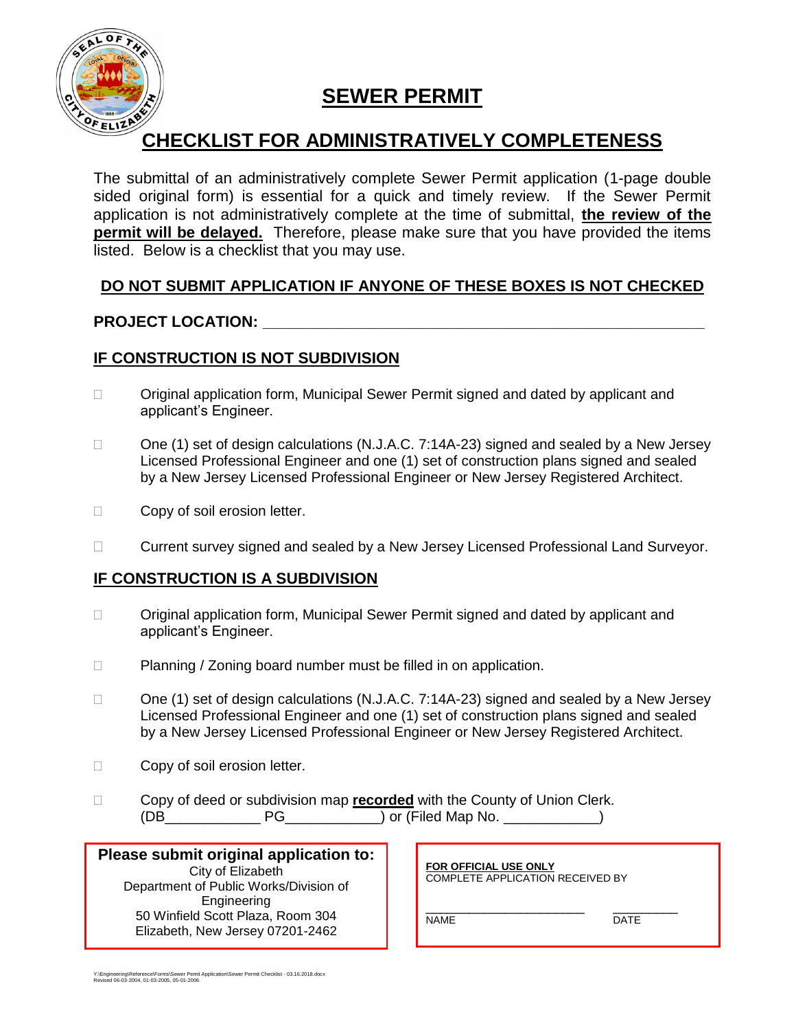# SEWER PERMIT

## CHECKLIST FOR ADMINISTRATIVELY COMPLETENESS

The submittal of an administratively complete Sewer Permit application (1-page double sided original form) is essential for a quick and timely review. If the Sewer Permit application is not administratively complete at the time of submittal, **the review of the permit will be delayed.** Therefore, please make sure that you have provided the items listed. Below is a checklist that you may use.

**DO NOT SUBMIT APPLICATION IF ANYONE OF THESE BOXES IS NOT CHECKED**

**PROJECT LOCATION:** ______________________________________________________

### IF CONSTRUCTION IS NOT SUBDIVISION

- ☐ Original application form, Municipal Sewer Permit signed and dated by applicant and applicant's Engineer.
- ☐ One (1) set of design calculations (N.J.A.C. 7:14A-23) signed and sealed by a New Jersey Licensed Professional Engineer and one (1) set of construction plans signed and sealed by a New Jersey Licensed Professional Engineer or New Jersey Registered Architect.
- ☐ Copy of soil erosion letter.
- ☐ Current survey signed and sealed by a New Jersey Licensed Professional Land Surveyor.

### IF CONSTRUCTION IS A SUBDIVISION

- ☐ Original application form, Municipal Sewer Permit signed and dated by applicant and applicant's Engineer.
- ☐ Planning / Zoning board number must be filled in on application.
- ☐ One (1) set of design calculations (N.J.A.C. 7:14A-23) signed and sealed by a New Jersey Licensed Professional Engineer and one (1) set of construction plans signed and sealed by a New Jersey Licensed Professional Engineer or New Jersey Registered Architect.
- ☐ Copy of soil erosion letter.
- ☐ Copy of deed or subdivision map **recorded** with the County of Union Clerk. (DB____________ PG____________) or (Filed Map No. ____________)

**Please submit original application to:**
City of Elizabeth
Department of Public Works/Division of Engineering
50 Winfield Scott Plaza, Room 304
Elizabeth, New Jersey 07201-2462

**FOR OFFICIAL USE ONLY**
COMPLETE APPLICATION RECEIVED BY

________________________ __________
NAME DATE

Y:\Engineering\Reference\Forms\Sewer Permit Application\Sewer Permit Checklist - 03.16.2018.docx
Revised 06-03-2004, 01-03-2005, 05-01-2006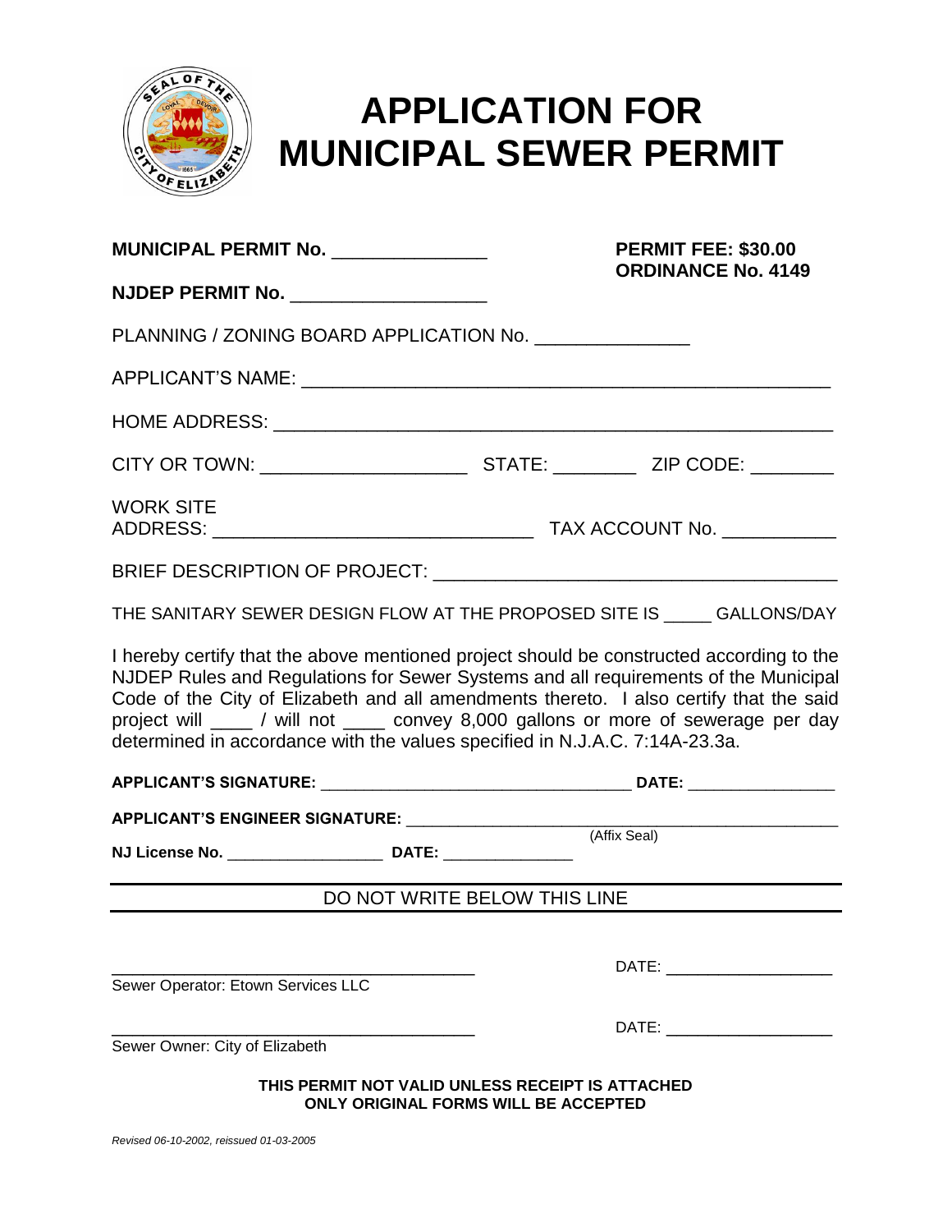# APPLICATION FOR MUNICIPAL SEWER PERMIT

**MUNICIPAL PERMIT No.** _______________ **PERMIT FEE: $30.00**
**ORDINANCE No. 4149**

**NJDEP PERMIT No.** ___________________

PLANNING / ZONING BOARD APPLICATION No. _______________

APPLICANT'S NAME: ___________________________________________________

HOME ADDRESS: ______________________________________________________

CITY OR TOWN: ____________________ STATE: ________ ZIP CODE: ________

WORK SITE
ADDRESS: _______________________________ TAX ACCOUNT No. ___________

BRIEF DESCRIPTION OF PROJECT: ______________________________________

THE SANITARY SEWER DESIGN FLOW AT THE PROPOSED SITE IS _____ GALLONS/DAY

I hereby certify that the above mentioned project should be constructed according to the NJDEP Rules and Regulations for Sewer Systems and all requirements of the Municipal Code of the City of Elizabeth and all amendments thereto. I also certify that the said project will ____ / will not ____ convey 8,000 gallons or more of sewerage per day determined in accordance with the values specified in N.J.A.C. 7:14A-23.3a.

**APPLICANT'S SIGNATURE:** __________________________________ **DATE:** ________________

**APPLICANT'S ENGINEER SIGNATURE:** ______________________________________________
(Affix Seal)

**NJ License No.** __________________ **DATE:** _______________

DO NOT WRITE BELOW THIS LINE

________________________________________ DATE: __________________
Sewer Operator: Etown Services LLC

________________________________________ DATE: __________________
Sewer Owner: City of Elizabeth

**THIS PERMIT NOT VALID UNLESS RECEIPT IS ATTACHED**
**ONLY ORIGINAL FORMS WILL BE ACCEPTED**

*Revised 06-10-2002, reissued 01-03-2005*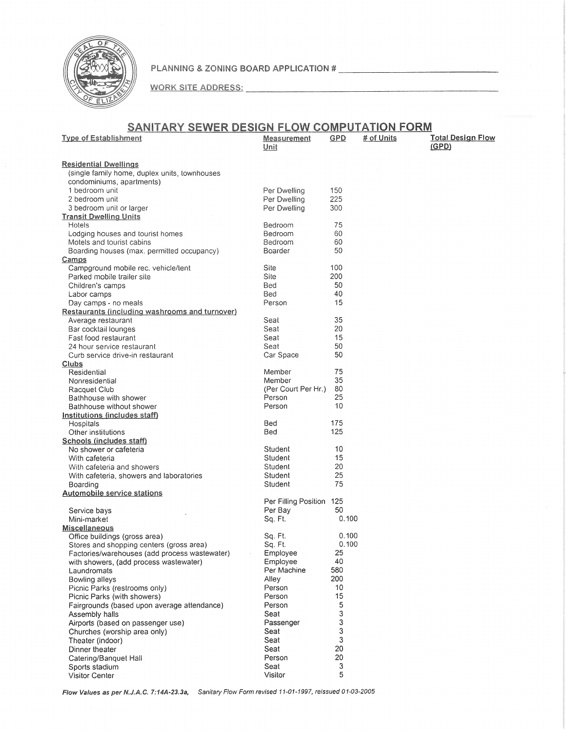PLANNING & ZONING BOARD APPLICATION # ______________________

WORK SITE ADDRESS: ______________________

## SANITARY SEWER DESIGN FLOW COMPUTATION FORM

| Type of Establishment | Measurement Unit | GPD | # of Units | Total Design Flow (GPD) |
|---|---|---|---|---|
| **Residential Dwellings** | | | | |
| (single family home, duplex units, townhouses condominiums, apartments) | | | | |
| 1 bedroom unit | Per Dwelling | 150 | | |
| 2 bedroom unit | Per Dwelling | 225 | | |
| 3 bedroom unit or larger | Per Dwelling | 300 | | |
| **Transit Dwelling Units** | | | | |
| Hotels | Bedroom | 75 | | |
| Lodging houses and tourist homes | Bedroom | 60 | | |
| Motels and tourist cabins | Bedroom | 60 | | |
| Boarding houses (max. permitted occupancy) | Boarder | 50 | | |
| **Camps** | | | | |
| Campground mobile rec. vehicle/tent | Site | 100 | | |
| Parked mobile trailer site | Site | 200 | | |
| Children's camps | Bed | 50 | | |
| Labor camps | Bed | 40 | | |
| Day camps - no meals | Person | 15 | | |
| **Restaurants (including washrooms and turnover)** | | | | |
| Average restaurant | Seat | 35 | | |
| Bar cocktail lounges | Seat | 20 | | |
| Fast food restaurant | Seat | 15 | | |
| 24 hour service restaurant | Seat | 50 | | |
| Curb service drive-in restaurant | Car Space | 50 | | |
| **Clubs** | | | | |
| Residential | Member | 75 | | |
| Nonresidential | Member | 35 | | |
| Racquet Club | (Per Court Per Hr.) | 80 | | |
| Bathhouse with shower | Person | 25 | | |
| Bathhouse without shower | Person | 10 | | |
| **Institutions (includes staff)** | | | | |
| Hospitals | Bed | 175 | | |
| Other institutions | Bed | 125 | | |
| **Schools (includes staff)** | | | | |
| No shower or cafeteria | Student | 10 | | |
| With cafeteria | Student | 15 | | |
| With cafeteria and showers | Student | 20 | | |
| With cafeteria, showers and laboratories | Student | 25 | | |
| Boarding | Student | 75 | | |
| **Automobile service stations** | | | | |
| | Per Filling Position | 125 | | |
| Service bays | Per Bay | 50 | | |
| Mini-market | Sq. Ft. | 0.100 | | |
| **Miscellaneous** | | | | |
| Office buildings (gross area) | Sq. Ft. | 0.100 | | |
| Stores and shopping centers (gross area) | Sq. Ft. | 0.100 | | |
| Factories/warehouses (add process wastewater) | Employee | 25 | | |
| with showers, (add process wastewater) | Employee | 40 | | |
| Laundromats | Per Machine | 580 | | |
| Bowling alleys | Alley | 200 | | |
| Picnic Parks (restrooms only) | Person | 10 | | |
| Picnic Parks (with showers) | Person | 15 | | |
| Fairgrounds (based upon average attendance) | Person | 5 | | |
| Assembly halls | Seat | 3 | | |
| Airports (based on passenger use) | Passenger | 3 | | |
| Churches (worship area only) | Seat | 3 | | |
| Theater (indoor) | Seat | 3 | | |
| Dinner theater | Seat | 20 | | |
| Catering/Banquet Hall | Person | 20 | | |
| Sports stadium | Seat | 3 | | |
| Visitor Center | Visitor | 5 | | |

*Flow Values as per N.J.A.C. 7:14A-23.3a,* *Sanitary Flow Form revised 11-01-1997, reissued 01-03-2005*